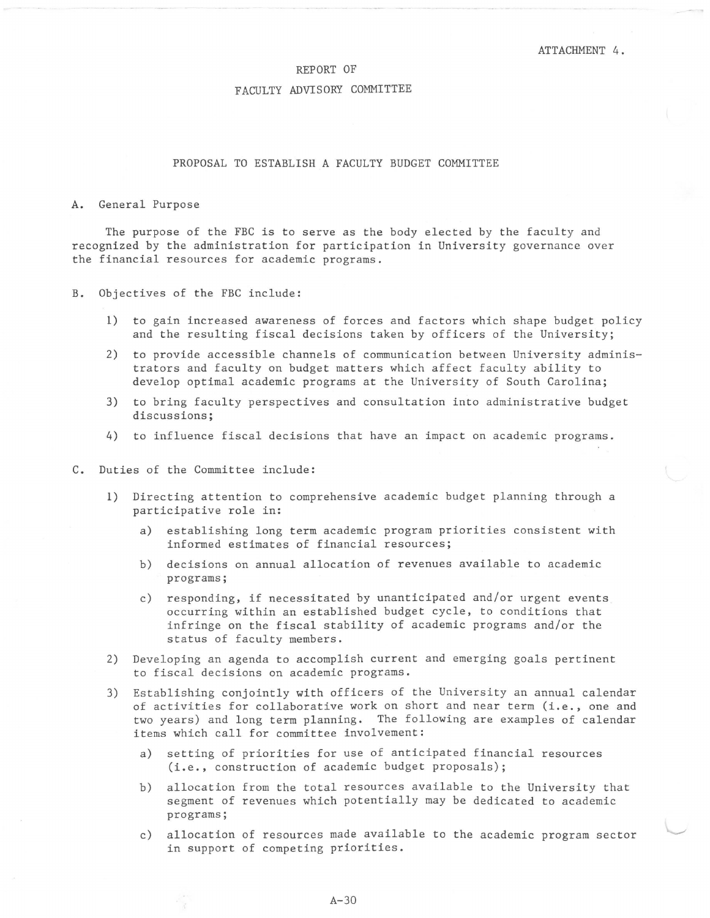ATTACHMENT 4.

# REPORT OF

# FACULTY ADVISORY COMMITTEE

## PROPOSAL TO ESTABLISH A FACULTY BUDGET COMMITTEE

A. General Purpose

The purpose of the FBC is to serve as the body elected by the faculty and recognized by the administration for participation in University governance over the financial resources for academic programs.

B. Objectives of the FBC include:

1) to gain increased awareness of forces and factors which shape budget policy and the resulting fiscal decisions taken by officers of the University;
2) to provide accessible channels of communication between University administrators and faculty on budget matters which affect faculty ability to develop optimal academic programs at the University of South Carolina;
3) to bring faculty perspectives and consultation into administrative budget discussions;
4) to influence fiscal decisions that have an impact on academic programs.

C. Duties of the Committee include:

1) Directing attention to comprehensive academic budget planning through a participative role in:
   a) establishing long term academic program priorities consistent with informed estimates of financial resources;
   b) decisions on annual allocation of revenues available to academic programs;
   c) responding, if necessitated by unanticipated and/or urgent events occurring within an established budget cycle, to conditions that infringe on the fiscal stability of academic programs and/or the status of faculty members.
2) Developing an agenda to accomplish current and emerging goals pertinent to fiscal decisions on academic programs.
3) Establishing conjointly with officers of the University an annual calendar of activities for collaborative work on short and near term (i.e., one and two years) and long term planning. The following are examples of calendar items which call for committee involvement:
   a) setting of priorities for use of anticipated financial resources (i.e., construction of academic budget proposals);
   b) allocation from the total resources available to the University that segment of revenues which potentially may be dedicated to academic programs;
   c) allocation of resources made available to the academic program sector in support of competing priorities.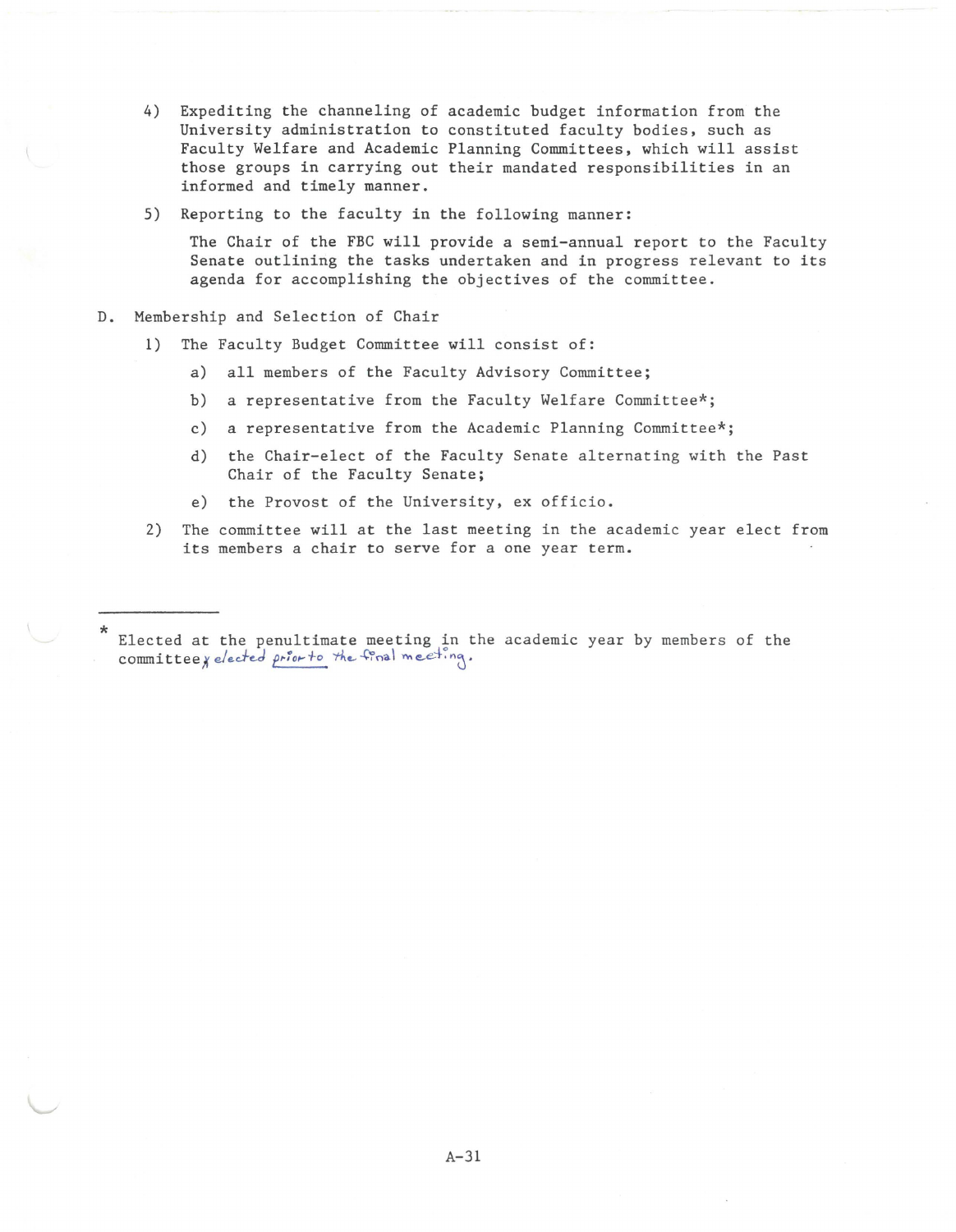4) Expediting the channeling of academic budget information from the University administration to constituted faculty bodies, such as Faculty Welfare and Academic Planning Committees, which will assist those groups in carrying out their mandated responsibilities in an informed and timely manner.

5) Reporting to the faculty in the following manner:

   The Chair of the FBC will provide a semi-annual report to the Faculty Senate outlining the tasks undertaken and in progress relevant to its agenda for accomplishing the objectives of the committee.

D. Membership and Selection of Chair

1) The Faculty Budget Committee will consist of:

   a) all members of the Faculty Advisory Committee;

   b) a representative from the Faculty Welfare Committee*;

   c) a representative from the Academic Planning Committee*;

   d) the Chair-elect of the Faculty Senate alternating with the Past Chair of the Faculty Senate;

   e) the Provost of the University, ex officio.

2) The committee will at the last meeting in the academic year elect from its members a chair to serve for a one year term.

---

* Elected at the penultimate meeting in the academic year by members of the committee, elected prior to the final meeting.